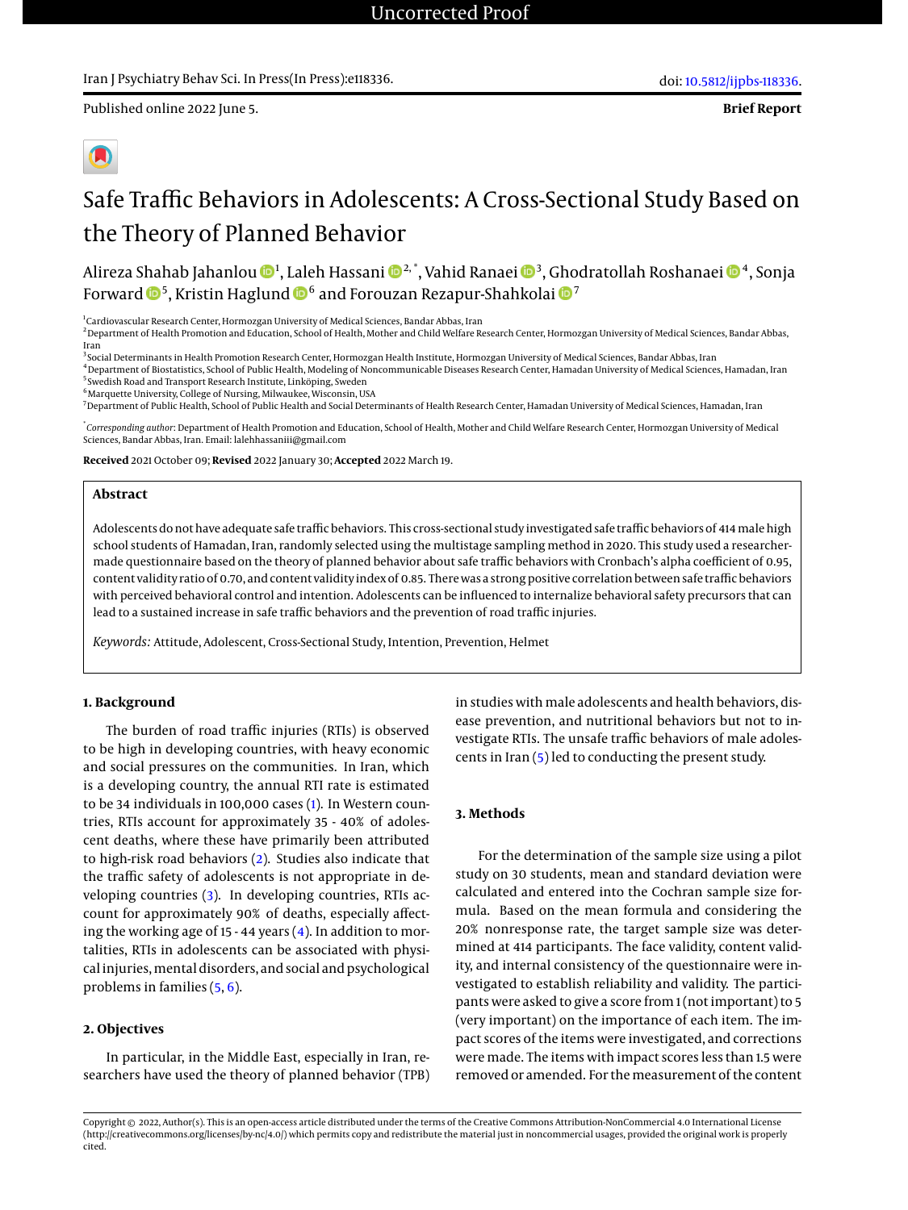Published online 2022 June 5.

**Brief Report**

# Safe Traffic Behaviors in Adolescents: A Cross-Sectional Study Based on the Theory of Planned Behavior

Alireza Shahab Jahanlou[1], Laleh Hassani[2,*], Vahid Ranaei[3], Ghodratollah Roshanaei[4], Sonja Forward[5], Kristin Haglund[6] and Forouzan Rezapur-Shahkolai[7]

[1]Cardiovascular Research Center, Hormozgan University of Medical Sciences, Bandar Abbas, Iran
[2]Department of Health Promotion and Education, School of Health, Mother and Child Welfare Research Center, Hormozgan University of Medical Sciences, Bandar Abbas, Iran
[3]Social Determinants in Health Promotion Research Center, Hormozgan Health Institute, Hormozgan University of Medical Sciences, Bandar Abbas, Iran
[4]Department of Biostatistics, School of Public Health, Modeling of Noncommunicable Diseases Research Center, Hamadan University of Medical Sciences, Hamadan, Iran
[5]Swedish Road and Transport Research Institute, Linköping, Sweden
[6]Marquette University, College of Nursing, Milwaukee, Wisconsin, USA
[7]Department of Public Health, School of Public Health and Social Determinants of Health Research Center, Hamadan University of Medical Sciences, Hamadan, Iran

[*]*Corresponding author*: Department of Health Promotion and Education, School of Health, Mother and Child Welfare Research Center, Hormozgan University of Medical Sciences, Bandar Abbas, Iran. Email: lalehhassaniii@gmail.com

**Received** 2021 October 09; **Revised** 2022 January 30; **Accepted** 2022 March 19.

## Abstract

Adolescents do not have adequate safe traffic behaviors. This cross-sectional study investigated safe traffic behaviors of 414 male high school students of Hamadan, Iran, randomly selected using the multistage sampling method in 2020. This study used a researcher-made questionnaire based on the theory of planned behavior about safe traffic behaviors with Cronbach's alpha coefficient of 0.95, content validity ratio of 0.70, and content validity index of 0.85. There was a strong positive correlation between safe traffic behaviors with perceived behavioral control and intention. Adolescents can be influenced to internalize behavioral safety precursors that can lead to a sustained increase in safe traffic behaviors and the prevention of road traffic injuries.

*Keywords:* Attitude, Adolescent, Cross-Sectional Study, Intention, Prevention, Helmet

## 1. Background

The burden of road traffic injuries (RTIs) is observed to be high in developing countries, with heavy economic and social pressures on the communities. In Iran, which is a developing country, the annual RTI rate is estimated to be 34 individuals in 100,000 cases (1). In Western countries, RTIs account for approximately 35 - 40% of adolescent deaths, where these have primarily been attributed to high-risk road behaviors (2). Studies also indicate that the traffic safety of adolescents is not appropriate in developing countries (3). In developing countries, RTIs account for approximately 90% of deaths, especially affecting the working age of 15 - 44 years (4). In addition to mortalities, RTIs in adolescents can be associated with physical injuries, mental disorders, and social and psychological problems in families (5, 6).

## 2. Objectives

In particular, in the Middle East, especially in Iran, researchers have used the theory of planned behavior (TPB) in studies with male adolescents and health behaviors, disease prevention, and nutritional behaviors but not to investigate RTIs. The unsafe traffic behaviors of male adolescents in Iran (5) led to conducting the present study.

## 3. Methods

For the determination of the sample size using a pilot study on 30 students, mean and standard deviation were calculated and entered into the Cochran sample size formula. Based on the mean formula and considering the 20% nonresponse rate, the target sample size was determined at 414 participants. The face validity, content validity, and internal consistency of the questionnaire were investigated to establish reliability and validity. The participants were asked to give a score from 1 (not important) to 5 (very important) on the importance of each item. The impact scores of the items were investigated, and corrections were made. The items with impact scores less than 1.5 were removed or amended. For the measurement of the content

Copyright © 2022, Author(s). This is an open-access article distributed under the terms of the Creative Commons Attribution-NonCommercial 4.0 International License (http://creativecommons.org/licenses/by-nc/4.0/) which permits copy and redistribute the material just in noncommercial usages, provided the original work is properly cited.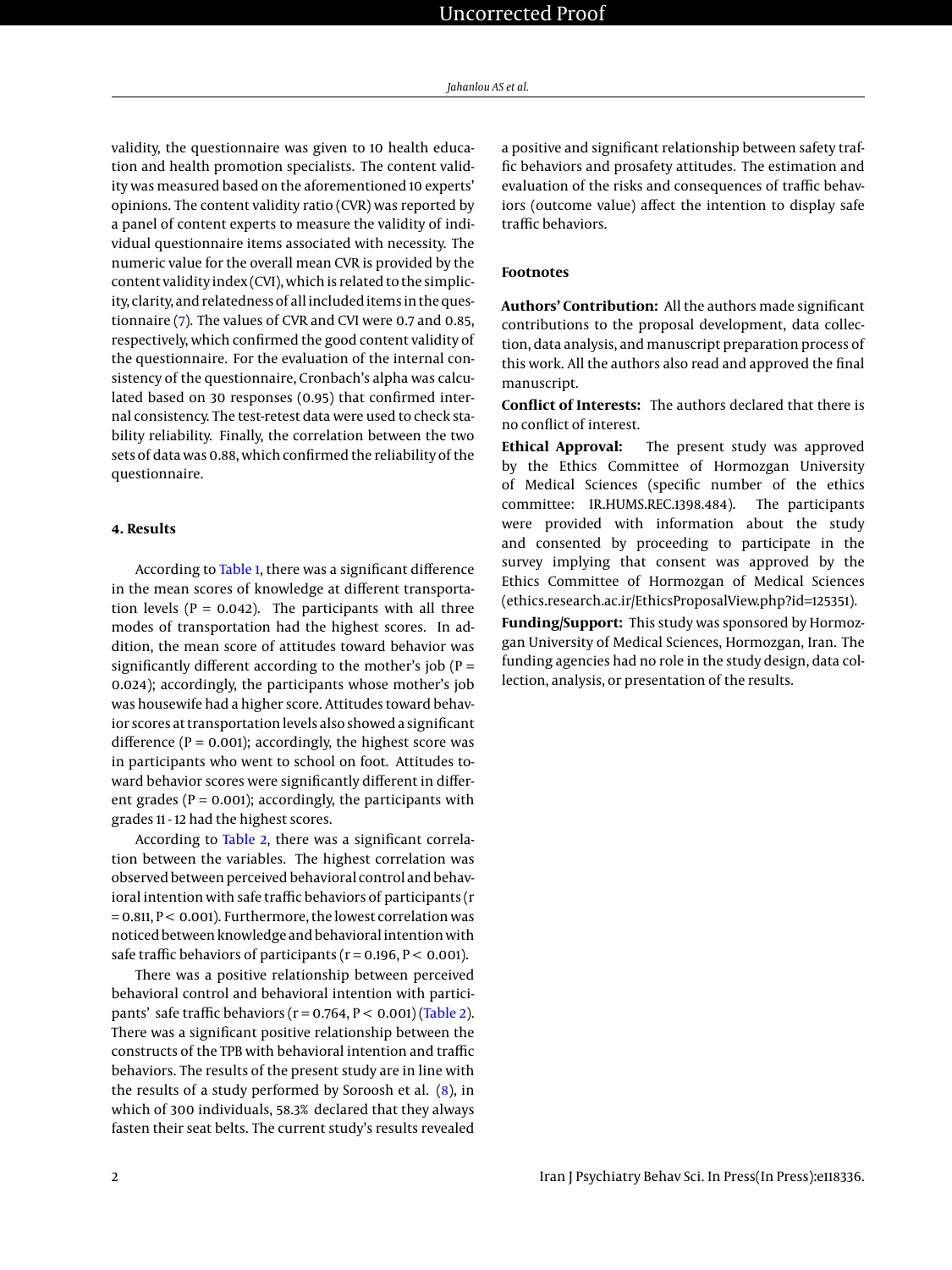validity, the questionnaire was given to 10 health education and health promotion specialists. The content validity was measured based on the aforementioned 10 experts' opinions. The content validity ratio (CVR) was reported by a panel of content experts to measure the validity of individual questionnaire items associated with necessity. The numeric value for the overall mean CVR is provided by the content validity index (CVI), which is related to the simplicity, clarity, and relatedness of all included items in the questionnaire (7). The values of CVR and CVI were 0.7 and 0.85, respectively, which confirmed the good content validity of the questionnaire. For the evaluation of the internal consistency of the questionnaire, Cronbach's alpha was calculated based on 30 responses (0.95) that confirmed internal consistency. The test-retest data were used to check stability reliability. Finally, the correlation between the two sets of data was 0.88, which confirmed the reliability of the questionnaire.

## 4. Results

According to Table 1, there was a significant difference in the mean scores of knowledge at different transportation levels ($P = 0.042$). The participants with all three modes of transportation had the highest scores. In addition, the mean score of attitudes toward behavior was significantly different according to the mother's job ($P = 0.024$); accordingly, the participants whose mother's job was housewife had a higher score. Attitudes toward behavior scores at transportation levels also showed a significant difference ($P = 0.001$); accordingly, the highest score was in participants who went to school on foot. Attitudes toward behavior scores were significantly different in different grades ($P = 0.001$); accordingly, the participants with grades 11 - 12 had the highest scores.

According to Table 2, there was a significant correlation between the variables. The highest correlation was observed between perceived behavioral control and behavioral intention with safe traffic behaviors of participants ($r = 0.811$, $P < 0.001$). Furthermore, the lowest correlation was noticed between knowledge and behavioral intention with safe traffic behaviors of participants ($r = 0.196$, $P < 0.001$).

There was a positive relationship between perceived behavioral control and behavioral intention with participants' safe traffic behaviors ($r = 0.764$, $P < 0.001$) (Table 2). There was a significant positive relationship between the constructs of the TPB with behavioral intention and traffic behaviors. The results of the present study are in line with the results of a study performed by Soroosh et al. (8), in which of 300 individuals, 58.3% declared that they always fasten their seat belts. The current study's results revealed a positive and significant relationship between safety traffic behaviors and prosafety attitudes. The estimation and evaluation of the risks and consequences of traffic behaviors (outcome value) affect the intention to display safe traffic behaviors.

### Footnotes

**Authors' Contribution:** All the authors made significant contributions to the proposal development, data collection, data analysis, and manuscript preparation process of this work. All the authors also read and approved the final manuscript.

**Conflict of Interests:** The authors declared that there is no conflict of interest.

**Ethical Approval:** The present study was approved by the Ethics Committee of Hormozgan University of Medical Sciences (specific number of the ethics committee: IR.HUMS.REC.1398.484). The participants were provided with information about the study and consented by proceeding to participate in the survey implying that consent was approved by the Ethics Committee of Hormozgan of Medical Sciences (ethics.research.ac.ir/EthicsProposalView.php?id=125351).

**Funding/Support:** This study was sponsored by Hormozgan University of Medical Sciences, Hormozgan, Iran. The funding agencies had no role in the study design, data collection, analysis, or presentation of the results.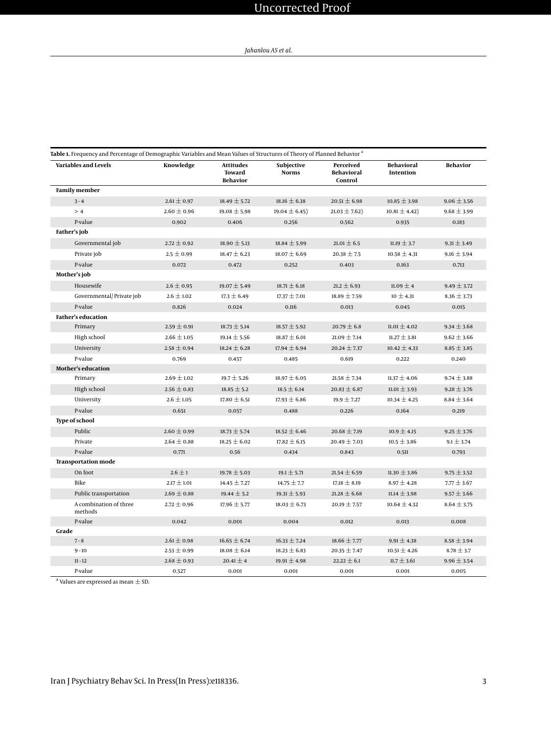**Table 1.** Frequency and Percentage of Demographic Variables and Mean Values of Structures of Theory of Planned Behavior [a]

| Variables and Levels | Knowledge | Attitudes Toward Behavior | Subjective Norms | Perceived Behavioral Control | Behavioral Intention | Behavior |
|---|---|---|---|---|---|---|
| **Family member** | | | | | | |
| 3 - 4 | 2.61 ± 0.97 | 18.49 ± 5.72 | 18.16 ± 6.38 | 20.51 ± 6.98 | 10.85 ± 3.98 | 9.06 ± 3.56 |
| > 4 | 2.60 ± 0.96 | 19.08 ± 5.98 | 19.04 ± 6.45) | 21.03 ± 7.62) | 10.81 ± 4.42) | 9.68 ± 3.99 |
| P-value | 0.902 | 0.406 | 0.256 | 0.562 | 0.935 | 0.183 |
| **Father's job** | | | | | | |
| Governmental job | 2.72 ± 0.92 | 18.90 ± 5.13 | 18.84 ± 5.99 | 21.01 ± 6.5 | 11.19 ± 3.7 | 9.31 ± 3.49 |
| Private job | 2.5 ± 0.99 | 18.47 ± 6.23 | 18.07 ± 6.69 | 20.38 ± 7.5 | 10.58 ± 4.31 | 9.16 ± 3.94 |
| P-value | 0.072 | 0.472 | 0.252 | 0.403 | 0.163 | 0.713 |
| **Mother's job** | | | | | | |
| Housewife | 2.6 ± 0.95 | 19.07 ± 5.49 | 18.71 ± 6.18 | 21.2 ± 6.93 | 11.09 ± 4 | 9.49 ± 3.72 |
| Governmental/ Private job | 2.6 ± 1.02 | 17.3 ± 6.49 | 17.37 ± 7.01 | 18.89 ± 7.59 | 10 ± 4.31 | 8.36 ± 3.73 |
| P-value | 0.826 | 0.024 | 0.116 | 0.013 | 0.045 | 0.015 |
| **Father's education** | | | | | | |
| Primary | 2.59 ± 0.91 | 18.73 ± 5.14 | 18.57 ± 5.92 | 20.79 ± 6.8 | 11.01 ± 4.02 | 9.34 ± 3.68 |
| High school | 2.66 ± 1.05 | 19.14 ± 5.56 | 18.87 ± 6.01 | 21.09 ± 7.14 | 11.27 ± 3.81 | 9.62 ± 3.66 |
| University | 2.58 ± 0.94 | 18.24 ± 6.28 | 17.94 ± 6.94 | 20.24 ± 7.37 | 10.42 ± 4.33 | 8.85 ± 3.85 |
| P-value | 0.769 | 0.457 | 0.485 | 0.619 | 0.222 | 0.240 |
| **Mother's education** | | | | | | |
| Primary | 2.69 ± 1.02 | 19.7 ± 5.26 | 18.97 ± 6.05 | 21.58 ± 7.34 | 11.37 ± 4.06 | 9.74 ± 3.88 |
| High school | 2.56 ± 0.83 | 18.85 ± 5.2 | 18.5 ± 6.14 | 20.83 ± 6.87 | 11.01 ± 3.93 | 9.28 ± 3.76 |
| University | 2.6 ± 1.05 | 17.80 ± 6.51 | 17.93 ± 6.86 | 19.9 ± 7.27 | 10.34 ± 4.25 | 8.84 ± 3.64 |
| P-value | 0.651 | 0.057 | 0.488 | 0.226 | 0.164 | 0.219 |
| **Type of school** | | | | | | |
| Public | 2.60 ± 0.99 | 18.73 ± 5.74 | 18.52 ± 6.46 | 20.68 ± 7.19 | 10.9 ± 4.15 | 9.25 ± 3.76 |
| Private | 2.64 ± 0.88 | 18.25 ± 6.02 | 17.82 ± 6.15 | 20.49 ± 7.03 | 10.5 ± 3.86 | 9.1 ± 3.74 |
| P-value | 0.771 | 0.56 | 0.434 | 0.843 | 0.511 | 0.793 |
| **Transportation mode** | | | | | | |
| On foot | 2.6 ± 1 | 19.78 ± 5.03 | 19.1 ± 5.71 | 21.54 ± 6.59 | 11.30 ± 3.86 | 9.75 ± 3.52 |
| Bike | 2.17 ± 1.01 | 14.45 ± 7.27 | 14.75 ± 7.7 | 17.18 ± 8.19 | 8.97 ± 4.28 | 7.77 ± 3.67 |
| Public transportation | 2.69 ± 0.88 | 19.44 ± 5.2 | 19.31 ± 5.93 | 21.28 ± 6.68 | 11.14 ± 3.98 | 9.57 ± 3.66 |
| A combination of three methods | 2.72 ± 0.96 | 17.96 ± 5.77 | 18.03 ± 6.73 | 20.19 ± 7.57 | 10.64 ± 4.32 | 8.64 ± 3.75 |
| P-value | 0.042 | 0.001 | 0.004 | 0.012 | 0.013 | 0.008 |
| **Grade** | | | | | | |
| 7 - 8 | 2.61 ± 0.98 | 16.65 ± 6.74 | 16.33 ± 7.24 | 18.66 ± 7.77 | 9.91 ± 4.38 | 8.58 ± 3.94 |
| 9 - 10 | 2.53 ± 0.99 | 18.08 ± 6.14 | 18.23 ± 6.83 | 20.35 ± 7.47 | 10.51 ± 4.26 | 8.78 ± 3.7 |
| 11 - 12 | 2.68 ± 0.93 | 20.41 ± 4 | 19.91 ± 4.98 | 22.22 ± 6.1 | 11.7 ± 3.61 | 9.96 ± 3.54 |
| P-value | 0.527 | 0.001 | 0.001 | 0.001 | 0.001 | 0.005 |

[a] Values are expressed as mean ± SD.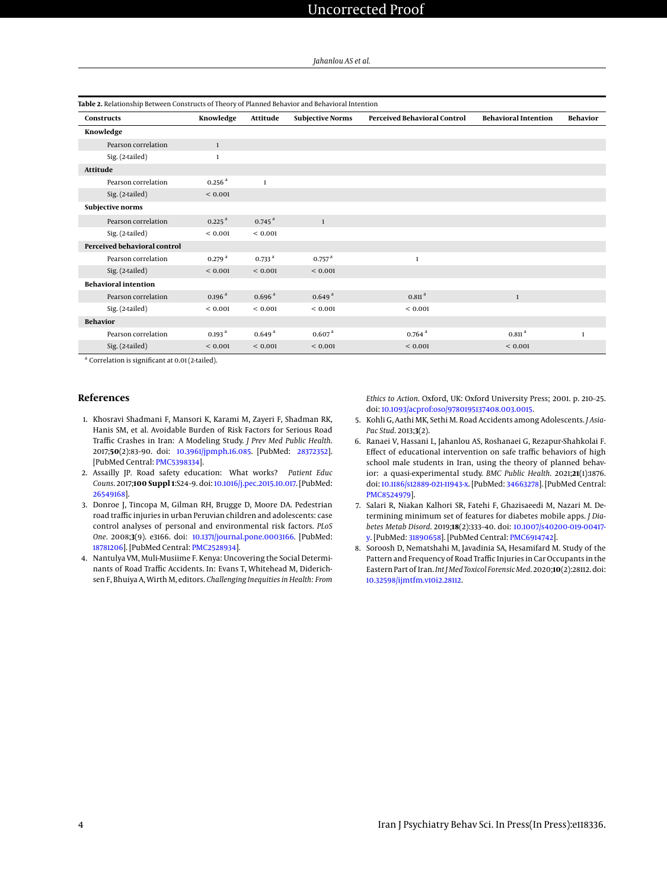**Table 2.** Relationship Between Constructs of Theory of Planned Behavior and Behavioral Intention

| Constructs | Knowledge | Attitude | Subjective Norms | Perceived Behavioral Control | Behavioral Intention | Behavior |
|---|---|---|---|---|---|---|
| **Knowledge** | | | | | | |
| Pearson correlation | 1 | | | | | |
| Sig. (2-tailed) | 1 | | | | | |
| **Attitude** | | | | | | |
| Pearson correlation | 0.256 [a] | 1 | | | | |
| Sig. (2-tailed) | < 0.001 | | | | | |
| **Subjective norms** | | | | | | |
| Pearson correlation | 0.225 [a] | 0.745 [a] | 1 | | | |
| Sig. (2-tailed) | < 0.001 | < 0.001 | | | | |
| **Perceived behavioral control** | | | | | | |
| Pearson correlation | 0.279 [a] | 0.733 [a] | 0.757 [a] | 1 | | |
| Sig. (2-tailed) | < 0.001 | < 0.001 | < 0.001 | | | |
| **Behavioral intention** | | | | | | |
| Pearson correlation | 0.196 [a] | 0.696 [a] | 0.649 [a] | 0.811 [a] | 1 | |
| Sig. (2-tailed) | < 0.001 | < 0.001 | < 0.001 | < 0.001 | | |
| **Behavior** | | | | | | |
| Pearson correlation | 0.193 [a] | 0.649 [a] | 0.607 [a] | 0.764 [a] | 0.811 [a] | 1 |
| Sig. (2-tailed) | < 0.001 | < 0.001 | < 0.001 | < 0.001 | < 0.001 | |

[a] Correlation is significant at 0.01 (2-tailed).

## References

1. Khosravi Shadmani F, Mansori K, Karami M, Zayeri F, Shadman RK, Hanis SM, et al. Avoidable Burden of Risk Factors for Serious Road Traffic Crashes in Iran: A Modeling Study. *J Prev Med Public Health*. 2017;**50**(2):83–90. doi: 10.3961/jpmph.16.085. [PubMed: 28372352]. [PubMed Central: PMC5398334].
2. Assailly JP. Road safety education: What works? *Patient Educ Couns*. 2017;**100 Suppl 1**:S24–9. doi: 10.1016/j.pec.2015.10.017. [PubMed: 26549168].
3. Donroe J, Tincopa M, Gilman RH, Brugge D, Moore DA. Pedestrian road traffic injuries in urban Peruvian children and adolescents: case control analyses of personal and environmental risk factors. *PLoS One*. 2008;**3**(9). e3166. doi: 10.1371/journal.pone.0003166. [PubMed: 18781206]. [PubMed Central: PMC2528934].
4. Nantulya VM, Muli-Musiime F. Kenya: Uncovering the Social Determinants of Road Traffic Accidents. In: Evans T, Whitehead M, Diderichsen F, Bhuiya A, Wirth M, editors. *Challenging Inequities in Health: From Ethics to Action*. Oxford, UK: Oxford University Press; 2001. p. 210–25. doi: 10.1093/acprof:oso/9780195137408.003.0015.
5. Kohli G, Aathi MK, Sethi M. Road Accidents among Adolescents. *J Asia-Pac Stud*. 2013;**3**(2).
6. Ranaei V, Hassani L, Jahanlou AS, Roshanaei G, Rezapur-Shahkolai F. Effect of educational intervention on safe traffic behaviors of high school male students in Iran, using the theory of planned behavior: a quasi-experimental study. *BMC Public Health*. 2021;**21**(1):1876. doi: 10.1186/s12889-021-11943-x. [PubMed: 34663278]. [PubMed Central: PMC8524979].
7. Salari R, Niakan Kalhori SR, Fatehi F, Ghazisaeedi M, Nazari M. Determining minimum set of features for diabetes mobile apps. *J Diabetes Metab Disord*. 2019;**18**(2):333–40. doi: 10.1007/s40200-019-00417-y. [PubMed: 31890658]. [PubMed Central: PMC6914742].
8. Soroosh D, Nematshahi M, Javadinia SA, Hesamifard M. Study of the Pattern and Frequency of Road Traffic Injuries in Car Occupants in the Eastern Part of Iran. *Int J Med Toxicol Forensic Med*. 2020;**10**(2):28112. doi: 10.32598/ijmtfm.v10i2.28112.